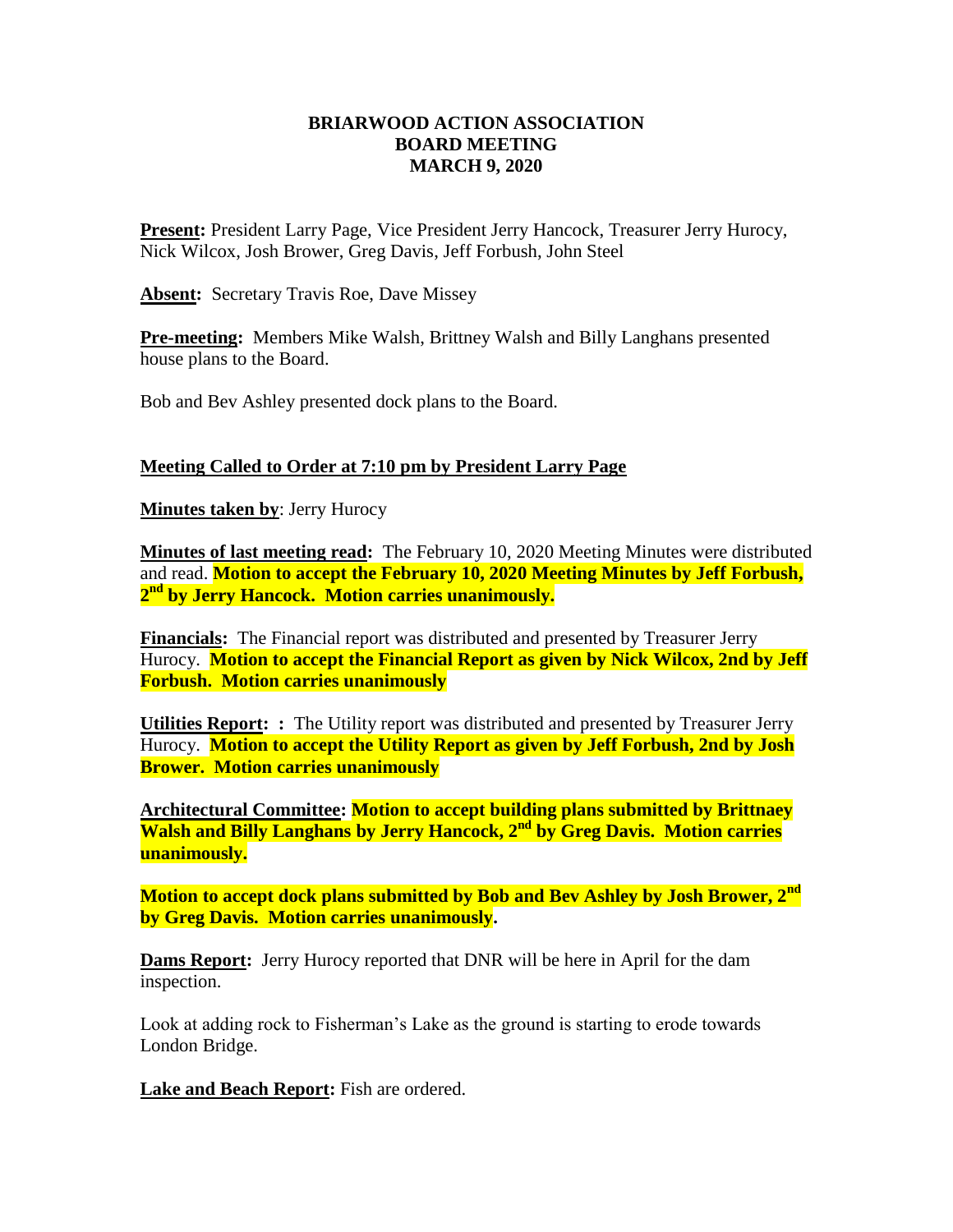# BRIARWOOD ACTION ASSOCIATION
# BOARD MEETING
# MARCH 9, 2020

**Present:** President Larry Page, Vice President Jerry Hancock, Treasurer Jerry Hurocy, Nick Wilcox, Josh Brower, Greg Davis, Jeff Forbush, John Steel

**Absent:** Secretary Travis Roe, Dave Missey

**Pre-meeting:** Members Mike Walsh, Brittney Walsh and Billy Langhans presented house plans to the Board.

Bob and Bev Ashley presented dock plans to the Board.

**Meeting Called to Order at 7:10 pm by President Larry Page**

**Minutes taken by**: Jerry Hurocy

**Minutes of last meeting read:** The February 10, 2020 Meeting Minutes were distributed and read. **Motion to accept the February 10, 2020 Meeting Minutes by Jeff Forbush, 2nd by Jerry Hancock. Motion carries unanimously.**

**Financials:** The Financial report was distributed and presented by Treasurer Jerry Hurocy. **Motion to accept the Financial Report as given by Nick Wilcox, 2nd by Jeff Forbush. Motion carries unanimously**

**Utilities Report: :** The Utility report was distributed and presented by Treasurer Jerry Hurocy. **Motion to accept the Utility Report as given by Jeff Forbush, 2nd by Josh Brower. Motion carries unanimously**

**Architectural Committee: Motion to accept building plans submitted by Brittnaey Walsh and Billy Langhans by Jerry Hancock, 2nd by Greg Davis. Motion carries unanimously.**

**Motion to accept dock plans submitted by Bob and Bev Ashley by Josh Brower, 2nd by Greg Davis. Motion carries unanimously.**

**Dams Report:** Jerry Hurocy reported that DNR will be here in April for the dam inspection.

Look at adding rock to Fisherman's Lake as the ground is starting to erode towards London Bridge.

**Lake and Beach Report:** Fish are ordered.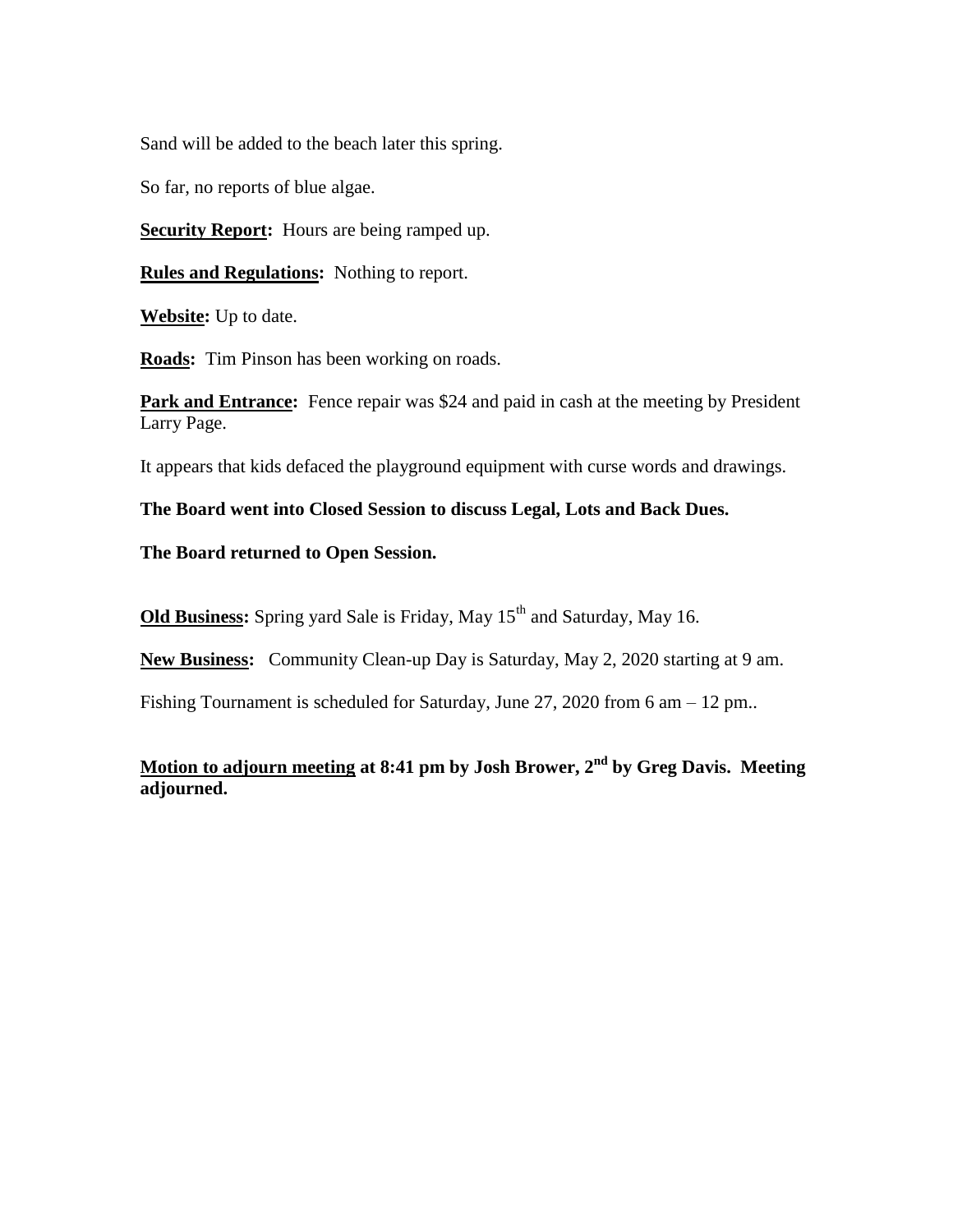Sand will be added to the beach later this spring.

So far, no reports of blue algae.

**Security Report:** Hours are being ramped up.

**Rules and Regulations:** Nothing to report.

**Website:** Up to date.

**Roads:** Tim Pinson has been working on roads.

**Park and Entrance:** Fence repair was $24 and paid in cash at the meeting by President Larry Page.

It appears that kids defaced the playground equipment with curse words and drawings.

**The Board went into Closed Session to discuss Legal, Lots and Back Dues.**

**The Board returned to Open Session.**

**Old Business:** Spring yard Sale is Friday, May 15th and Saturday, May 16.

**New Business:** Community Clean-up Day is Saturday, May 2, 2020 starting at 9 am.

Fishing Tournament is scheduled for Saturday, June 27, 2020 from 6 am – 12 pm..

**Motion to adjourn meeting at 8:41 pm by Josh Brower, 2nd by Greg Davis. Meeting adjourned.**